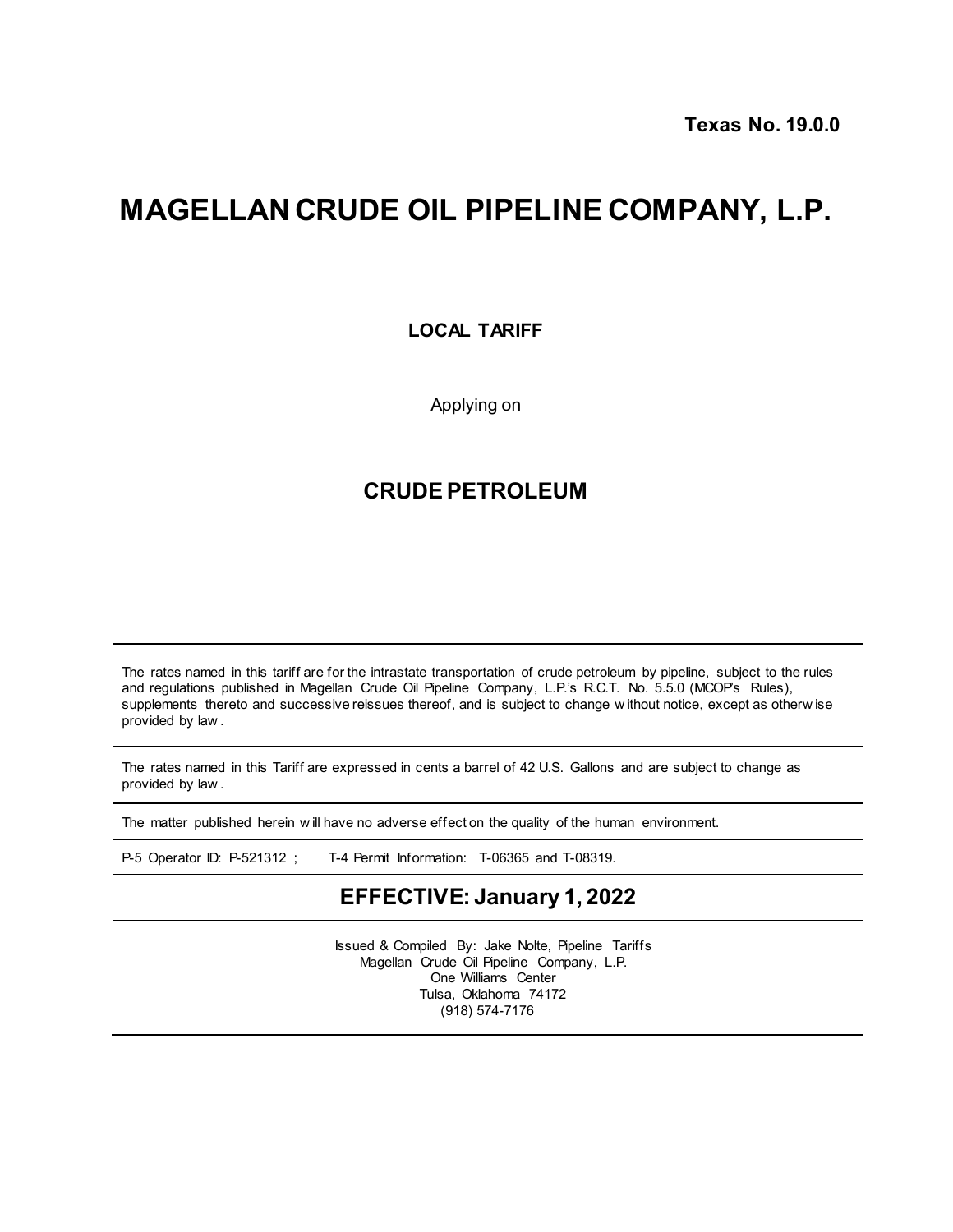**Texas No. 19.0.0**

# MAGELLAN CRUDE OIL PIPELINE COMPANY, L.P.

**LOCAL TARIFF**

Applying on

## CRUDE PETROLEUM

---

The rates named in this tariff are for the intrastate transportation of crude petroleum by pipeline, subject to the rules and regulations published in Magellan Crude Oil Pipeline Company, L.P.'s R.C.T. No. 5.5.0 (MCOP's Rules), supplements thereto and successive reissues thereof, and is subject to change without notice, except as otherwise provided by law.

---

The rates named in this Tariff are expressed in cents a barrel of 42 U.S. Gallons and are subject to change as provided by law.

---

The matter published herein will have no adverse effect on the quality of the human environment.

---

P-5 Operator ID: P-521312 ; T-4 Permit Information: T-06365 and T-08319.

---

## EFFECTIVE: January 1, 2022

---

Issued & Compiled By: Jake Nolte, Pipeline Tariffs
Magellan Crude Oil Pipeline Company, L.P.
One Williams Center
Tulsa, Oklahoma 74172
(918) 574-7176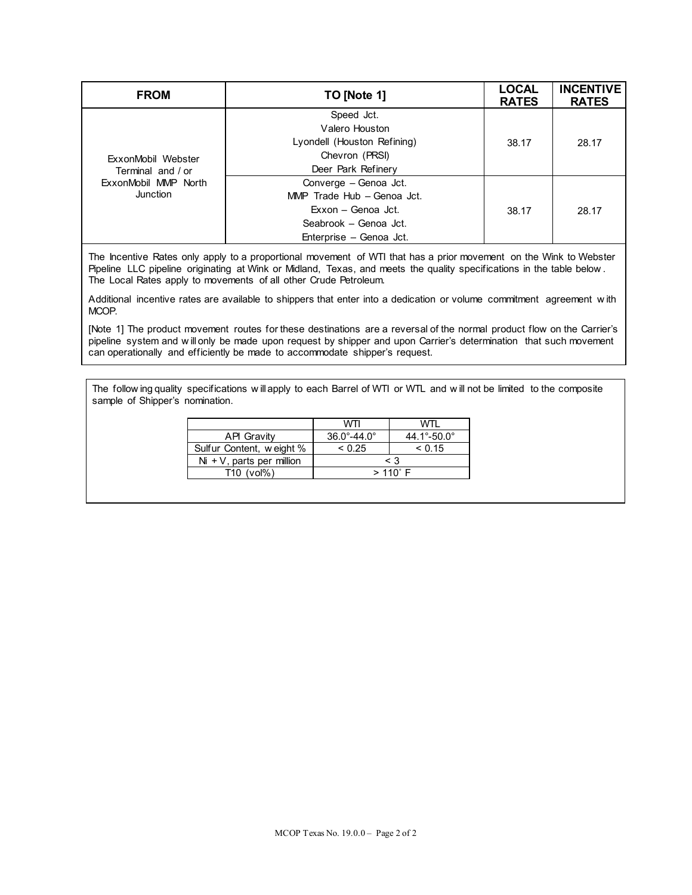| FROM | TO [Note 1] | LOCAL RATES | INCENTIVE RATES |
|---|---|---|---|
| ExxonMobil Webster Terminal and / or ExxonMobil MMP North Junction | Speed Jct.<br>Valero Houston<br>Lyondell (Houston Refining)<br>Chevron (PRSI)<br>Deer Park Refinery | 38.17 | 28.17 |
| | Converge – Genoa Jct.<br>MMP Trade Hub – Genoa Jct.<br>Exxon – Genoa Jct.<br>Seabrook – Genoa Jct.<br>Enterprise – Genoa Jct. | 38.17 | 28.17 |

The Incentive Rates only apply to a proportional movement of WTI that has a prior movement on the Wink to Webster Pipeline LLC pipeline originating at Wink or Midland, Texas, and meets the quality specifications in the table below. The Local Rates apply to movements of all other Crude Petroleum.

Additional incentive rates are available to shippers that enter into a dedication or volume commitment agreement with MCOP.

[Note 1] The product movement routes for these destinations are a reversal of the normal product flow on the Carrier's pipeline system and will only be made upon request by shipper and upon Carrier's determination that such movement can operationally and efficiently be made to accommodate shipper's request.

The following quality specifications will apply to each Barrel of WTI or WTL and will not be limited to the composite sample of Shipper's nomination.

| | WTI | WTL |
|---|---|---|
| API Gravity | 36.0°-44.0° | 44.1°-50.0° |
| Sulfur Content, weight % | < 0.25 | < 0.15 |
| Ni + V, parts per million | < 3 | |
| T10 (vol%) | > 110° F | |